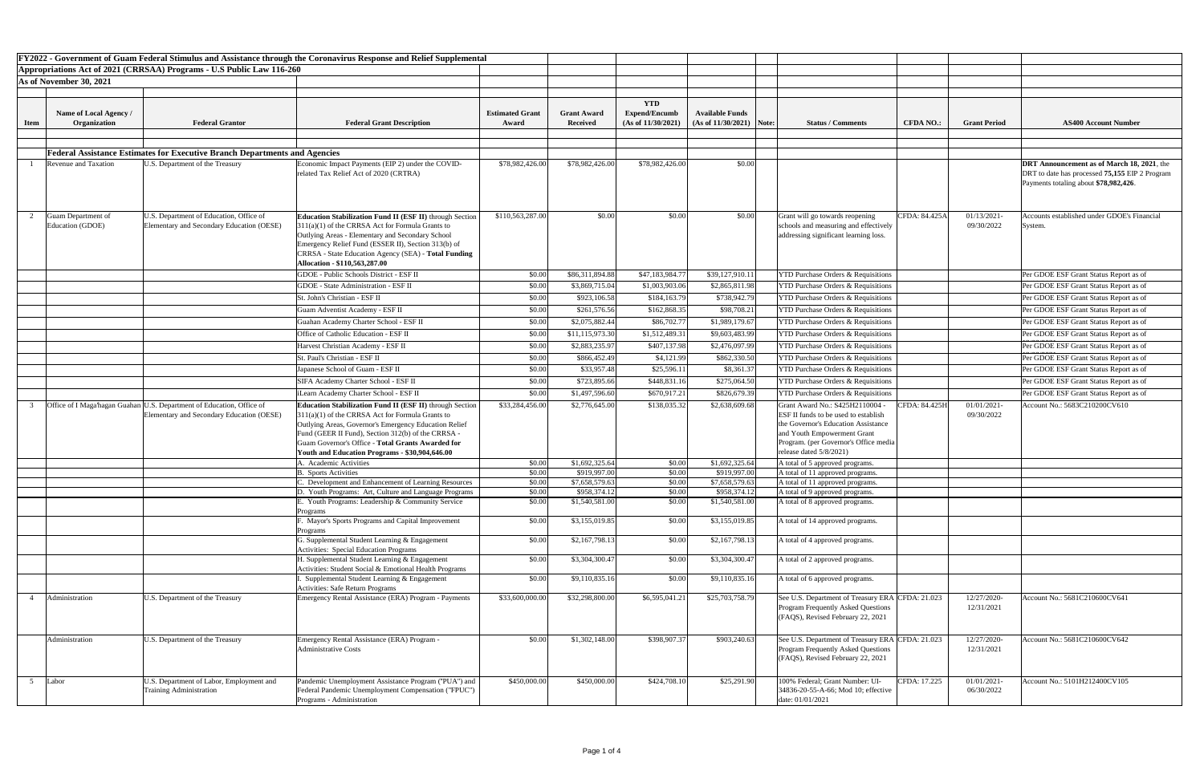**FY2022 - Government of Guam Federal Stimulus and Assistance through the Coronavirus Response and Relief Supplemental Appropriations Act of 2021 (CRRSAA) Programs - U.S Public Law 116-260**

**As of November 30, 2021**

| Item | Name of Local Agency / Organization | Federal Grantor | Federal Grant Description | Estimated Grant Award | Grant Award Received | YTD Expend/Encumb (As of 11/30/2021) | Available Funds (As of 11/30/2021) | Note: | Status / Comments | CFDA NO.: | Grant Period | AS400 Account Number |
|---|---|---|---|---|---|---|---|---|---|---|---|---|
| | **Federal Assistance Estimates for Executive Branch Departments and Agencies** | | | | | | | | | | | |
| 1 | Revenue and Taxation | U.S. Department of the Treasury | Economic Impact Payments (EIP 2) under the COVID-related Tax Relief Act of 2020 (CRTRA) | $78,982,426.00 | $78,982,426.00 | $78,982,426.00 | $0.00 | | | | | **DRT Announcement as of March 18, 2021**, the DRT to date has processed **75,155** EIP 2 Program Payments totaling about **$78,982,426**. |
| 2 | Guam Department of Education (GDOE) | U.S. Department of Education, Office of Elementary and Secondary Education (OESE) | **Education Stabilization Fund II (ESF II)** through Section 311(a)(1) of the CRRSA Act for Formula Grants to Outlying Areas - Elementary and Secondary School Emergency Relief Fund (ESSER II), Section 313(b) of CRRSA - State Education Agency (SEA) - **Total Funding Allocation - $110,563,287.00** | $110,563,287.00 | $0.00 | $0.00 | $0.00 | | Grant will go towards reopening schools and measuring and effectively addressing significant learning loss. | CFDA: 84.425A | 01/13/2021-09/30/2022 | Accounts established under GDOE's Financial System. |
| | | | GDOE - Public Schools District - ESF II | $0.00 | $86,311,894.88 | $47,183,984.77 | $39,127,910.11 | | YTD Purchase Orders & Requisitions | | | Per GDOE ESF Grant Status Report as of |
| | | | GDOE - State Administration - ESF II | $0.00 | $3,869,715.04 | $1,003,903.06 | $2,865,811.98 | | YTD Purchase Orders & Requisitions | | | Per GDOE ESF Grant Status Report as of |
| | | | St. John's Christian - ESF II | $0.00 | $923,106.58 | $184,163.79 | $738,942.79 | | YTD Purchase Orders & Requisitions | | | Per GDOE ESF Grant Status Report as of |
| | | | Guam Adventist Academy - ESF II | $0.00 | $261,576.56 | $162,868.35 | $98,708.21 | | YTD Purchase Orders & Requisitions | | | Per GDOE ESF Grant Status Report as of |
| | | | Guahan Academy Charter School - ESF II | $0.00 | $2,075,882.44 | $86,702.77 | $1,989,179.67 | | YTD Purchase Orders & Requisitions | | | Per GDOE ESF Grant Status Report as of |
| | | | Office of Catholic Education - ESF II | $0.00 | $11,115,973.30 | $1,512,489.31 | $9,603,483.99 | | YTD Purchase Orders & Requisitions | | | Per GDOE ESF Grant Status Report as of |
| | | | Harvest Christian Academy - ESF II | $0.00 | $2,883,235.97 | $407,137.98 | $2,476,097.99 | | YTD Purchase Orders & Requisitions | | | Per GDOE ESF Grant Status Report as of |
| | | | St. Paul's Christian - ESF II | $0.00 | $866,452.49 | $4,121.99 | $862,330.50 | | YTD Purchase Orders & Requisitions | | | Per GDOE ESF Grant Status Report as of |
| | | | Japanese School of Guam - ESF II | $0.00 | $33,957.48 | $25,596.11 | $8,361.37 | | YTD Purchase Orders & Requisitions | | | Per GDOE ESF Grant Status Report as of |
| | | | SIFA Academy Charter School - ESF II | $0.00 | $723,895.66 | $448,831.16 | $275,064.50 | | YTD Purchase Orders & Requisitions | | | Per GDOE ESF Grant Status Report as of |
| | | | iLearn Academy Charter School - ESF II | $0.00 | $1,497,596.60 | $670,917.21 | $826,679.39 | | YTD Purchase Orders & Requisitions | | | Per GDOE ESF Grant Status Report as of |
| 3 | Office of I Maga'hagan Guahan | U.S. Department of Education, Office of Elementary and Secondary Education (OESE) | **Education Stabilization Fund II (ESF II)** through Section 311(a)(1) of the CRRSA Act for Formula Grants to Outlying Areas, Governor's Emergency Education Relief Fund (GEER II Fund), Section 312(b) of the CRRSA - Guam Governor's Office - **Total Grants Awarded for Youth and Education Programs - $30,904,646.00** | $33,284,456.00 | $2,776,645.00 | $138,035.32 | $2,638,609.68 | | Grant Award No.: S425H2110004 - ESF II funds to be used to establish the Governor's Education Assistance and Youth Empowerment Grant Program. (per Governor's Office media release dated 5/8/2021) | CFDA: 84.425H | 01/01/2021-09/30/2022 | Account No.: 5683C210200CV610 |
| | | | A. Academic Activities | $0.00 | $1,692,325.64 | $0.00 | $1,692,325.64 | | A total of 5 approved programs. | | | |
| | | | B. Sports Activities | $0.00 | $919,997.00 | $0.00 | $919,997.00 | | A total of 11 approved programs. | | | |
| | | | C. Development and Enhancement of Learning Resources | $0.00 | $7,658,579.63 | $0.00 | $7,658,579.63 | | A total of 11 approved programs. | | | |
| | | | D. Youth Programs: Art, Culture and Language Programs | $0.00 | $958,374.12 | $0.00 | $958,374.12 | | A total of 9 approved programs. | | | |
| | | | E. Youth Programs: Leadership & Community Service Programs | $0.00 | $1,540,581.00 | $0.00 | $1,540,581.00 | | A total of 8 approved programs. | | | |
| | | | F. Mayor's Sports Programs and Capital Improvement Programs | $0.00 | $3,155,019.85 | $0.00 | $3,155,019.85 | | A total of 14 approved programs. | | | |
| | | | G. Supplemental Student Learning & Engagement Activities: Special Education Programs | $0.00 | $2,167,798.13 | $0.00 | $2,167,798.13 | | A total of 4 approved programs. | | | |
| | | | H. Supplemental Student Learning & Engagement Activities: Student Social & Emotional Health Programs | $0.00 | $3,304,300.47 | $0.00 | $3,304,300.47 | | A total of 2 approved programs. | | | |
| | | | I. Supplemental Student Learning & Engagement Activities: Safe Return Programs | $0.00 | $9,110,835.16 | $0.00 | $9,110,835.16 | | A total of 6 approved programs. | | | |
| 4 | Administration | U.S. Department of the Treasury | Emergency Rental Assistance (ERA) Program - Payments | $33,600,000.00 | $32,298,800.00 | $6,595,041.21 | $25,703,758.79 | | See U.S. Department of Treasury ERA Program Frequently Asked Questions (FAQS), Revised February 22, 2021 | CFDA: 21.023 | 12/27/2020-12/31/2021 | Account No.: 5681C210600CV641 |
| | Administration | U.S. Department of the Treasury | Emergency Rental Assistance (ERA) Program - Administrative Costs | $0.00 | $1,302,148.00 | $398,907.37 | $903,240.63 | | See U.S. Department of Treasury ERA Program Frequently Asked Questions (FAQS), Revised February 22, 2021 | CFDA: 21.023 | 12/27/2020-12/31/2021 | Account No.: 5681C210600CV642 |
| 5 | Labor | U.S. Department of Labor, Employment and Training Administration | Pandemic Unemployment Assistance Program ("PUA") and Federal Pandemic Unemployment Compensation ("FPUC") Programs - Administration | $450,000.00 | $450,000.00 | $424,708.10 | $25,291.90 | | 100% Federal; Grant Number: UI-34836-20-55-A-66; Mod 10; effective date: 01/01/2021 | CFDA: 17.225 | 01/01/2021-06/30/2022 | Account No.: 5101H212400CV105 |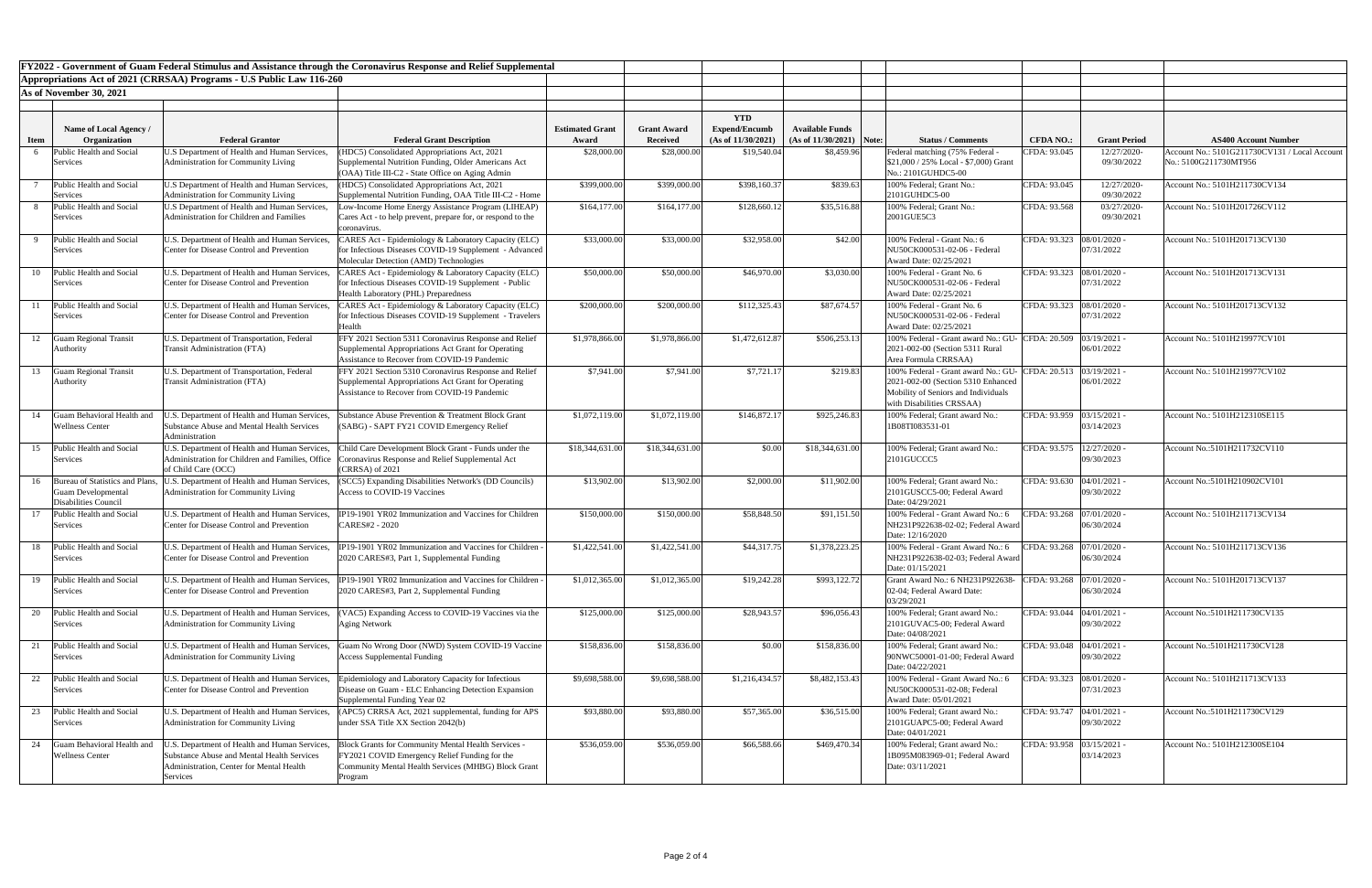**FY2022 - Government of Guam Federal Stimulus and Assistance through the Coronavirus Response and Relief Supplemental Appropriations Act of 2021 (CRRSAA) Programs - U.S Public Law 116-260**

**As of November 30, 2021**

| Item | Name of Local Agency / Organization | Federal Grantor | Federal Grant Description | Estimated Grant Award | Grant Award Received | YTD Expend/Encumb (As of 11/30/2021) | Available Funds (As of 11/30/2021) | Note: | Status / Comments | CFDA NO.: | Grant Period | AS400 Account Number |
|---|---|---|---|---|---|---|---|---|---|---|---|---|
| 6 | Public Health and Social Services | U.S Department of Health and Human Services, Administration for Community Living | (HDC5) Consolidated Appropriations Act, 2021 Supplemental Nutrition Funding, Older Americans Act (OAA) Title III-C2 - State Office on Aging Admin | $28,000.00 | $28,000.00 | $19,540.04 | $8,459.96 | | Federal matching (75% Federal - $21,000 / 25% Local - $7,000) Grant No.: 2101GUHDC5-00 | CFDA: 93.045 | 12/27/2020-09/30/2022 | Account No.: 5101G211730CV131 / Local Account No.: 5100G211730MT956 |
| 7 | Public Health and Social Services | U.S Department of Health and Human Services, Administration for Community Living | (HDC5) Consolidated Appropriations Act, 2021 Supplemental Nutrition Funding, OAA Title III-C2 - Home | $399,000.00 | $399,000.00 | $398,160.37 | $839.63 | | 100% Federal; Grant No.: 2101GUHDC5-00 | CFDA: 93.045 | 12/27/2020-09/30/2022 | Account No.: 5101H211730CV134 |
| 8 | Public Health and Social Services | U.S Department of Health and Human Services, Administration for Children and Families | Low-Income Home Energy Assistance Program (LIHEAP) Cares Act - to help prevent, prepare for, or respond to the coronavirus. | $164,177.00 | $164,177.00 | $128,660.12 | $35,516.88 | | 100% Federal; Grant No.: 2001GUE5C3 | CFDA: 93.568 | 03/27/2020-09/30/2021 | Account No.: 5101H201726CV112 |
| 9 | Public Health and Social Services | U.S. Department of Health and Human Services, Center for Disease Control and Prevention | CARES Act - Epidemiology & Laboratory Capacity (ELC) for Infectious Diseases COVID-19 Supplement - Advanced Molecular Detection (AMD) Technologies | $33,000.00 | $33,000.00 | $32,958.00 | $42.00 | | 100% Federal - Grant No.: 6 NU50CK000531-02-06 - Federal Award Date: 02/25/2021 | CFDA: 93.323 | 08/01/2020 - 07/31/2022 | Account No.: 5101H201713CV130 |
| 10 | Public Health and Social Services | U.S. Department of Health and Human Services, Center for Disease Control and Prevention | CARES Act - Epidemiology & Laboratory Capacity (ELC) for Infectious Diseases COVID-19 Supplement - Public Health Laboratory (PHL) Preparedness | $50,000.00 | $50,000.00 | $46,970.00 | $3,030.00 | | 100% Federal - Grant No. 6 NU50CK000531-02-06 - Federal Award Date: 02/25/2021 | CFDA: 93.323 | 08/01/2020 - 07/31/2022 | Account No.: 5101H201713CV131 |
| 11 | Public Health and Social Services | U.S. Department of Health and Human Services, Center for Disease Control and Prevention | CARES Act - Epidemiology & Laboratory Capacity (ELC) for Infectious Diseases COVID-19 Supplement - Travelers Health | $200,000.00 | $200,000.00 | $112,325.43 | $87,674.57 | | 100% Federal - Grant No. 6 NU50CK000531-02-06 - Federal Award Date: 02/25/2021 | CFDA: 93.323 | 08/01/2020 - 07/31/2022 | Account No.: 5101H201713CV132 |
| 12 | Guam Regional Transit Authority | U.S. Department of Transportation, Federal Transit Administration (FTA) | FFY 2021 Section 5311 Coronavirus Response and Relief Supplemental Appropriations Act Grant for Operating Assistance to Recover from COVID-19 Pandemic | $1,978,866.00 | $1,978,866.00 | $1,472,612.87 | $506,253.13 | | 100% Federal - Grant award No.: GU-2021-002-00 (Section 5311 Rural Area Formula CRRSAA) | CFDA: 20.509 | 03/19/2021 - 06/01/2022 | Account No.: 5101H219977CV101 |
| 13 | Guam Regional Transit Authority | U.S. Department of Transportation, Federal Transit Administration (FTA) | FFY 2021 Section 5310 Coronavirus Response and Relief Supplemental Appropriations Act Grant for Operating Assistance to Recover from COVID-19 Pandemic | $7,941.00 | $7,941.00 | $7,721.17 | $219.83 | | 100% Federal - Grant award No.: GU-2021-002-00 (Section 5310 Enhanced Mobility of Seniors and Individuals with Disabilities CRSSAA) | CFDA: 20.513 | 03/19/2021 - 06/01/2022 | Account No.: 5101H219977CV102 |
| 14 | Guam Behavioral Health and Wellness Center | U.S. Department of Health and Human Services, Substance Abuse and Mental Health Services Administration | Substance Abuse Prevention & Treatment Block Grant (SABG) - SAPT FY21 COVID Emergency Relief | $1,072,119.00 | $1,072,119.00 | $146,872.17 | $925,246.83 | | 100% Federal; Grant award No.: 1B08TI083531-01 | CFDA: 93.959 | 03/15/2021 - 03/14/2023 | Account No.: 5101H212310SE115 |
| 15 | Public Health and Social Services | U.S. Department of Health and Human Services, Administration for Children and Families, Office of Child Care (OCC) | Child Care Development Block Grant - Funds under the Coronavirus Response and Relief Supplemental Act (CRRSA) of 2021 | $18,344,631.00 | $18,344,631.00 | $0.00 | $18,344,631.00 | | 100% Federal; Grant award No.: 2101GUCCC5 | CFDA: 93.575 | 12/27/2020 - 09/30/2023 | Account No.:5101H211732CV110 |
| 16 | Bureau of Statistics and Plans, Guam Developmental Disabilities Council | U.S. Department of Health and Human Services, Administration for Community Living | (SCC5) Expanding Disabilities Network's (DD Councils) Access to COVID-19 Vaccines | $13,902.00 | $13,902.00 | $2,000.00 | $11,902.00 | | 100% Federal; Grant award No.: 2101GUSCC5-00; Federal Award Date: 04/29/2021 | CFDA: 93.630 | 04/01/2021 - 09/30/2022 | Account No.:5101H210902CV101 |
| 17 | Public Health and Social Services | U.S. Department of Health and Human Services, Center for Disease Control and Prevention | IP19-1901 YR02 Immunization and Vaccines for Children CARES#2 - 2020 | $150,000.00 | $150,000.00 | $58,848.50 | $91,151.50 | | 100% Federal - Grant Award No.: 6 NH231P922638-02-02; Federal Award Date: 12/16/2020 | CFDA: 93.268 | 07/01/2020 - 06/30/2024 | Account No.: 5101H211713CV134 |
| 18 | Public Health and Social Services | U.S. Department of Health and Human Services, Center for Disease Control and Prevention | IP19-1901 YR02 Immunization and Vaccines for Children - 2020 CARES#3, Part 1, Supplemental Funding | $1,422,541.00 | $1,422,541.00 | $44,317.75 | $1,378,223.25 | | 100% Federal - Grant Award No.: 6 NH231P922638-02-03; Federal Award Date: 01/15/2021 | CFDA: 93.268 | 07/01/2020 - 06/30/2024 | Account No.: 5101H211713CV136 |
| 19 | Public Health and Social Services | U.S. Department of Health and Human Services, Center for Disease Control and Prevention | IP19-1901 YR02 Immunization and Vaccines for Children - 2020 CARES#3, Part 2, Supplemental Funding | $1,012,365.00 | $1,012,365.00 | $19,242.28 | $993,122.72 | | Grant Award No.: 6 NH231P922638-02-04; Federal Award Date: 03/29/2021 | CFDA: 93.268 | 07/01/2020 - 06/30/2024 | Account No.: 5101H201713CV137 |
| 20 | Public Health and Social Services | U.S. Department of Health and Human Services, Administration for Community Living | (VAC5) Expanding Access to COVID-19 Vaccines via the Aging Network | $125,000.00 | $125,000.00 | $28,943.57 | $96,056.43 | | 100% Federal; Grant award No.: 2101GUVAC5-00; Federal Award Date: 04/08/2021 | CFDA: 93.044 | 04/01/2021 - 09/30/2022 | Account No.:5101H211730CV135 |
| 21 | Public Health and Social Services | U.S. Department of Health and Human Services, Administration for Community Living | Guam No Wrong Door (NWD) System COVID-19 Vaccine Access Supplemental Funding | $158,836.00 | $158,836.00 | $0.00 | $158,836.00 | | 100% Federal; Grant award No.: 90NWC50001-01-00; Federal Award Date: 04/22/2021 | CFDA: 93.048 | 04/01/2021 - 09/30/2022 | Account No.:5101H211730CV128 |
| 22 | Public Health and Social Services | U.S. Department of Health and Human Services, Center for Disease Control and Prevention | Epidemiology and Laboratory Capacity for Infectious Disease on Guam - ELC Enhancing Detection Expansion Supplemental Funding Year 02 | $9,698,588.00 | $9,698,588.00 | $1,216,434.57 | $8,482,153.43 | | 100% Federal - Grant Award No.: 6 NU50CK000531-02-08; Federal Award Date: 05/01/2021 | CFDA: 93.323 | 08/01/2020 - 07/31/2023 | Account No.: 5101H211713CV133 |
| 23 | Public Health and Social Services | U.S. Department of Health and Human Services, Administration for Community Living | (APC5) CRRSA Act, 2021 supplemental, funding for APS under SSA Title XX Section 2042(b) | $93,880.00 | $93,880.00 | $57,365.00 | $36,515.00 | | 100% Federal; Grant award No.: 2101GUAPC5-00; Federal Award Date: 04/01/2021 | CFDA: 93.747 | 04/01/2021 - 09/30/2022 | Account No.:5101H211730CV129 |
| 24 | Guam Behavioral Health and Wellness Center | U.S. Department of Health and Human Services, Substance Abuse and Mental Health Services Administration, Center for Mental Health Services | Block Grants for Community Mental Health Services - FY2021 COVID Emergency Relief Funding for the Community Mental Health Services (MHBG) Block Grant Program | $536,059.00 | $536,059.00 | $66,588.66 | $469,470.34 | | 100% Federal; Grant award No.: 1B09SM083969-01; Federal Award Date: 03/11/2021 | CFDA: 93.958 | 03/15/2021 - 03/14/2023 | Account No.: 5101H212300SE104 |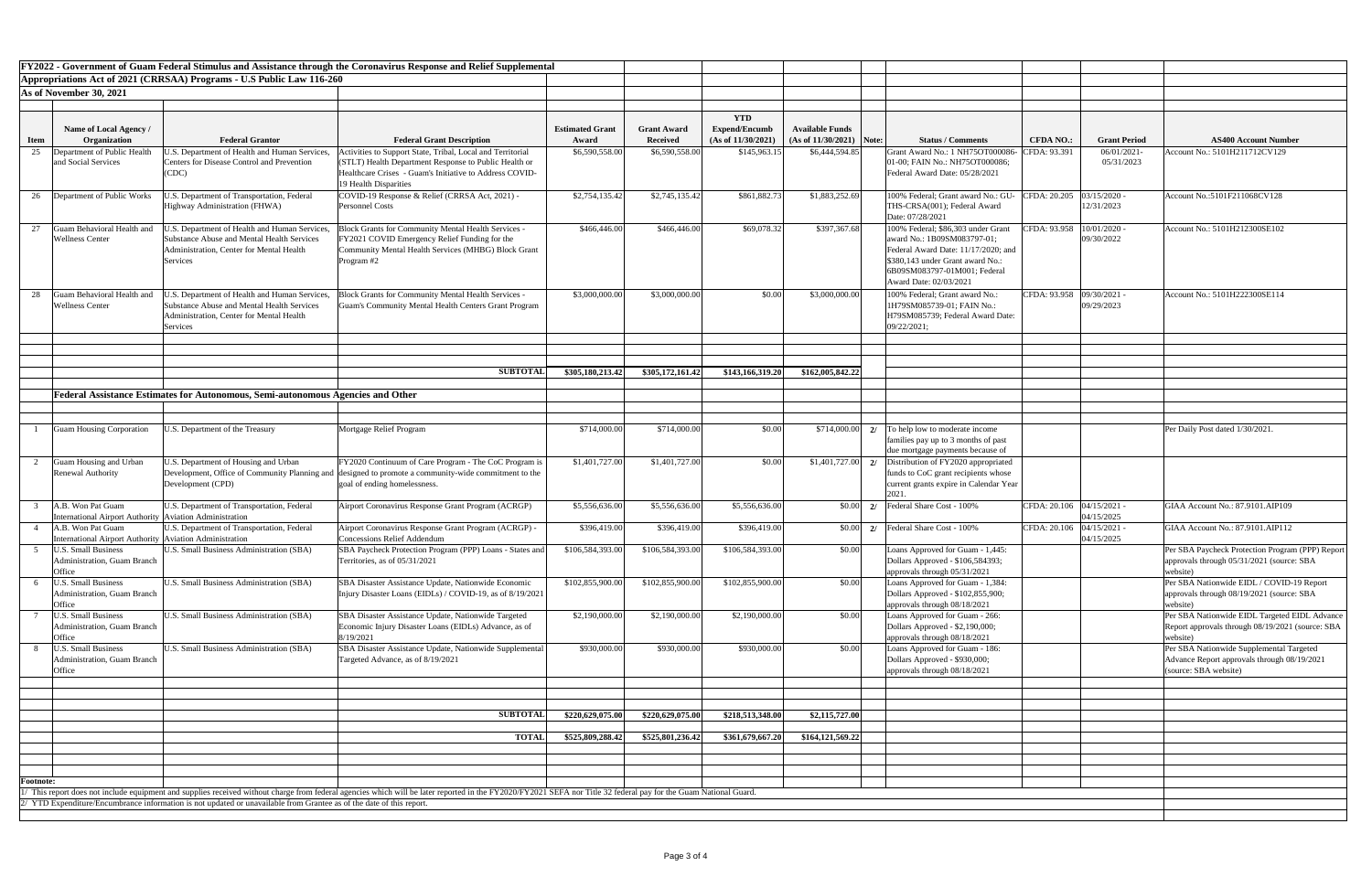**FY2022 - Government of Guam Federal Stimulus and Assistance through the Coronavirus Response and Relief Supplemental Appropriations Act of 2021 (CRRSAA) Programs - U.S Public Law 116-260**

**As of November 30, 2021**

| Item | Name of Local Agency / Organization | Federal Grantor | Federal Grant Description | Estimated Grant Award | Grant Award Received | YTD Expend/Encumb (As of 11/30/2021) | Available Funds (As of 11/30/2021) | Note: | Status / Comments | CFDA NO.: | Grant Period | AS400 Account Number |
|---|---|---|---|---|---|---|---|---|---|---|---|---|
| 25 | Department of Public Health and Social Services | U.S. Department of Health and Human Services, Centers for Disease Control and Prevention (CDC) | Activities to Support State, Tribal, Local and Territorial (STLT) Health Department Response to Public Health or Healthcare Crises - Guam's Initiative to Address COVID-19 Health Disparities | $6,590,558.00 | $6,590,558.00 | $145,963.15 | $6,444,594.85 | | Grant Award No.: 1 NH75OT000086-01-00; FAIN No.: NH75OT000086; Federal Award Date: 05/28/2021 | CFDA: 93.391 | 06/01/2021-05/31/2023 | Account No.: 5101H211712CV129 |
| 26 | Department of Public Works | U.S. Department of Transportation, Federal Highway Administration (FHWA) | COVID-19 Response & Relief (CRRSA Act, 2021) - Personnel Costs | $2,754,135.42 | $2,745,135.42 | $861,882.73 | $1,883,252.69 | | 100% Federal; Grant award No.: GU-THS-CRSA(001); Federal Award Date: 07/28/2021 | CFDA: 20.205 | 03/15/2020 - 12/31/2023 | Account No.:5101F211068CV128 |
| 27 | Guam Behavioral Health and Wellness Center | U.S. Department of Health and Human Services, Substance Abuse and Mental Health Services Administration, Center for Mental Health Services | Block Grants for Community Mental Health Services - FY2021 COVID Emergency Relief Funding for the Community Mental Health Services (MHBG) Block Grant Program #2 | $466,446.00 | $466,446.00 | $69,078.32 | $397,367.68 | | 100% Federal; $86,303 under Grant award No.: 1B09SM083797-01; Federal Award Date: 11/17/2020; and $380,143 under Grant award No.: 6B09SM083797-01M001; Federal Award Date: 02/03/2021 | CFDA: 93.958 | 10/01/2020 - 09/30/2022 | Account No.: 5101H212300SE102 |
| 28 | Guam Behavioral Health and Wellness Center | U.S. Department of Health and Human Services, Substance Abuse and Mental Health Services Administration, Center for Mental Health Services | Block Grants for Community Mental Health Services - Guam's Community Mental Health Centers Grant Program | $3,000,000.00 | $3,000,000.00 | $0.00 | $3,000,000.00 | | 100% Federal; Grant award No.: 1H79SM085739-01; FAIN No.: H79SM085739; Federal Award Date: 09/22/2021; | CFDA: 93.958 | 09/30/2021 - 09/29/2023 | Account No.: 5101H222300SE114 |
| | | | **SUBTOTAL** | **$305,180,213.42** | **$305,172,161.42** | **$143,166,319.20** | **$162,005,842.22** | | | | | |
| | **Federal Assistance Estimates for Autonomous, Semi-autonomous Agencies and Other** | | | | | | | | | | | |
| 1 | Guam Housing Corporation | U.S. Department of the Treasury | Mortgage Relief Program | $714,000.00 | $714,000.00 | $0.00 | $714,000.00 | 2/ | To help low to moderate income families pay up to 3 months of past due mortgage payments because of | | | Per Daily Post dated 1/30/2021. |
| 2 | Guam Housing and Urban Renewal Authority | U.S. Department of Housing and Urban Development, Office of Community Planning and Development (CPD) | FY2020 Continuum of Care Program - The CoC Program is designed to promote a community-wide commitment to the goal of ending homelessness. | $1,401,727.00 | $1,401,727.00 | $0.00 | $1,401,727.00 | 2/ | Distribution of FY2020 appropriated funds to CoC grant recipients whose current grants expire in Calendar Year 2021. | | | |
| 3 | A.B. Won Pat Guam International Airport Authority | U.S. Department of Transportation, Federal Aviation Administration | Airport Coronavirus Response Grant Program (ACRGP) | $5,556,636.00 | $5,556,636.00 | $5,556,636.00 | $0.00 | 2/ | Federal Share Cost - 100% | CFDA: 20.106 | 04/15/2021 - 04/15/2025 | GIAA Account No.: 87.9101.AIP109 |
| 4 | A.B. Won Pat Guam International Airport Authority | U.S. Department of Transportation, Federal Aviation Administration | Airport Coronavirus Response Grant Program (ACRGP) - Concessions Relief Addendum | $396,419.00 | $396,419.00 | $396,419.00 | $0.00 | 2/ | Federal Share Cost - 100% | CFDA: 20.106 | 04/15/2021 - 04/15/2025 | GIAA Account No.: 87.9101.AIP112 |
| 5 | U.S. Small Business Administration, Guam Branch Office | U.S. Small Business Administration (SBA) | SBA Paycheck Protection Program (PPP) Loans - States and Territories, as of 05/31/2021 | $106,584,393.00 | $106,584,393.00 | $106,584,393.00 | $0.00 | | Loans Approved for Guam - 1,445: Dollars Approved - $106,584393; approvals through 05/31/2021 | | | Per SBA Paycheck Protection Program (PPP) Report approvals through 05/31/2021 (source: SBA website) |
| 6 | U.S. Small Business Administration, Guam Branch Office | U.S. Small Business Administration (SBA) | SBA Disaster Assistance Update, Nationwide Economic Injury Disaster Loans (EIDLs) / COVID-19, as of 8/19/2021 | $102,855,900.00 | $102,855,900.00 | $102,855,900.00 | $0.00 | | Loans Approved for Guam - 1,384: Dollars Approved - $102,855,900; approvals through 08/18/2021 | | | Per SBA Nationwide EIDL / COVID-19 Report approvals through 08/19/2021 (source: SBA website) |
| 7 | U.S. Small Business Administration, Guam Branch Office | U.S. Small Business Administration (SBA) | SBA Disaster Assistance Update, Nationwide Targeted Economic Injury Disaster Loans (EIDLs) Advance, as of 8/19/2021 | $2,190,000.00 | $2,190,000.00 | $2,190,000.00 | $0.00 | | Loans Approved for Guam - 266: Dollars Approved - $2,190,000; approvals through 08/18/2021 | | | Per SBA Nationwide EIDL Targeted EIDL Advance Report approvals through 08/19/2021 (source: SBA website) |
| 8 | U.S. Small Business Administration, Guam Branch Office | U.S. Small Business Administration (SBA) | SBA Disaster Assistance Update, Nationwide Supplemental Targeted Advance, as of 8/19/2021 | $930,000.00 | $930,000.00 | $930,000.00 | $0.00 | | Loans Approved for Guam - 186: Dollars Approved - $930,000; approvals through 08/18/2021 | | | Per SBA Nationwide Supplemental Targeted Advance Report approvals through 08/19/2021 (source: SBA website) |
| | | | **SUBTOTAL** | **$220,629,075.00** | **$220,629,075.00** | **$218,513,348.00** | **$2,115,727.00** | | | | | |
| | | | **TOTAL** | **$525,809,288.42** | **$525,801,236.42** | **$361,679,667.20** | **$164,121,569.22** | | | | | |

**Footnote:**

1/ This report does not include equipment and supplies received without charge from federal agencies which will be later reported in the FY2020/FY2021 SEFA nor Title 32 federal pay for the Guam National Guard.

2/ YTD Expenditure/Encumbrance information is not updated or unavailable from Grantee as of the date of this report.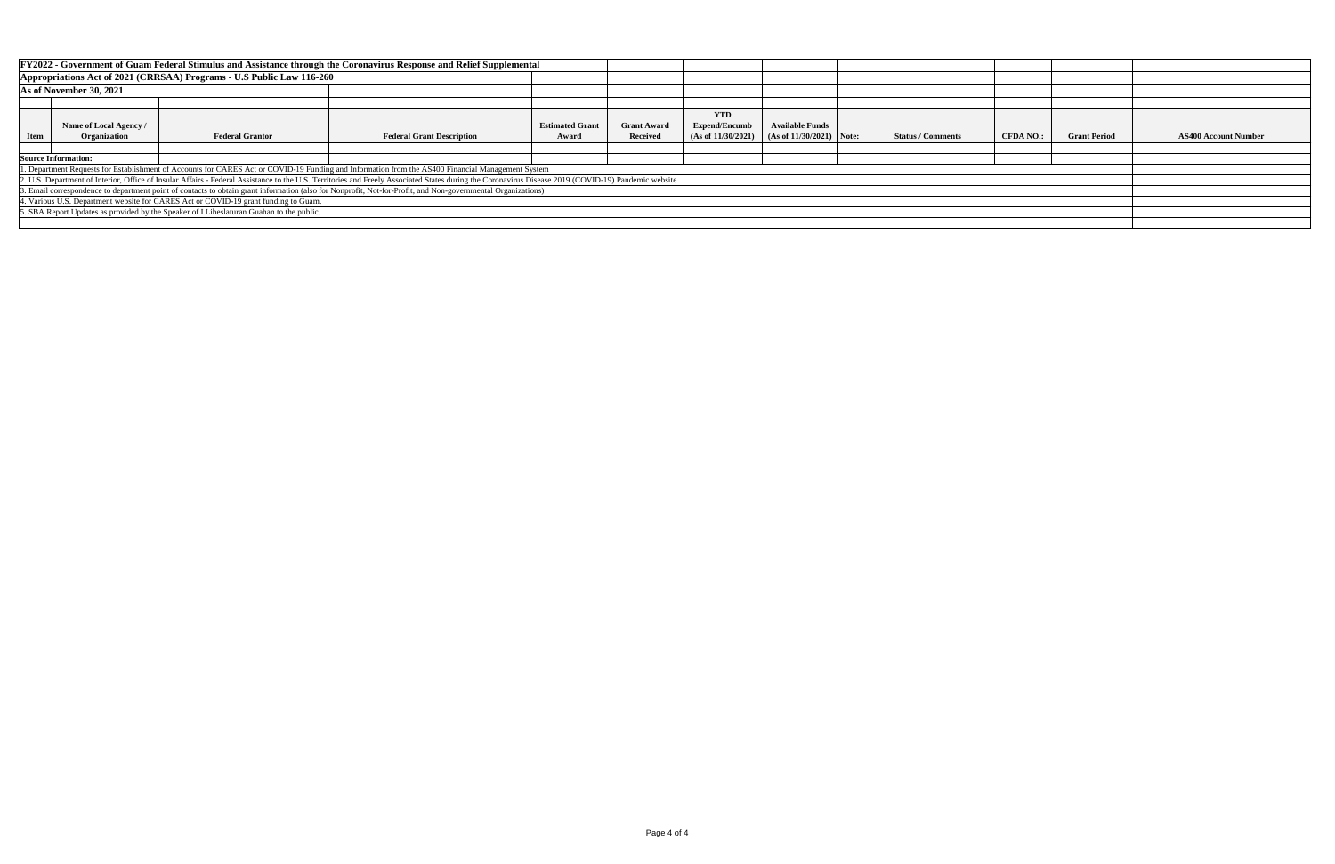**FY2022 - Government of Guam Federal Stimulus and Assistance through the Coronavirus Response and Relief Supplemental Appropriations Act of 2021 (CRRSAA) Programs - U.S Public Law 116-260**

**As of November 30, 2021**

| Item | Name of Local Agency / Organization | Federal Grantor | Federal Grant Description | Estimated Grant Award | Grant Award Received | YTD Expend/Encumb (As of 11/30/2021) | Available Funds (As of 11/30/2021) | Note: | Status / Comments | CFDA NO.: | Grant Period | AS400 Account Number |
|---|---|---|---|---|---|---|---|---|---|---|---|---|
| | | | | | | | | | | | | |

**Source Information:**

1. Department Requests for Establishment of Accounts for CARES Act or COVID-19 Funding and Information from the AS400 Financial Management System
2. U.S. Department of Interior, Office of Insular Affairs - Federal Assistance to the U.S. Territories and Freely Associated States during the Coronavirus Disease 2019 (COVID-19) Pandemic website
3. Email correspondence to department point of contacts to obtain grant information (also for Nonprofit, Not-for-Profit, and Non-governmental Organizations)
4. Various U.S. Department website for CARES Act or COVID-19 grant funding to Guam.
5. SBA Report Updates as provided by the Speaker of I Liheslaturan Guahan to the public.